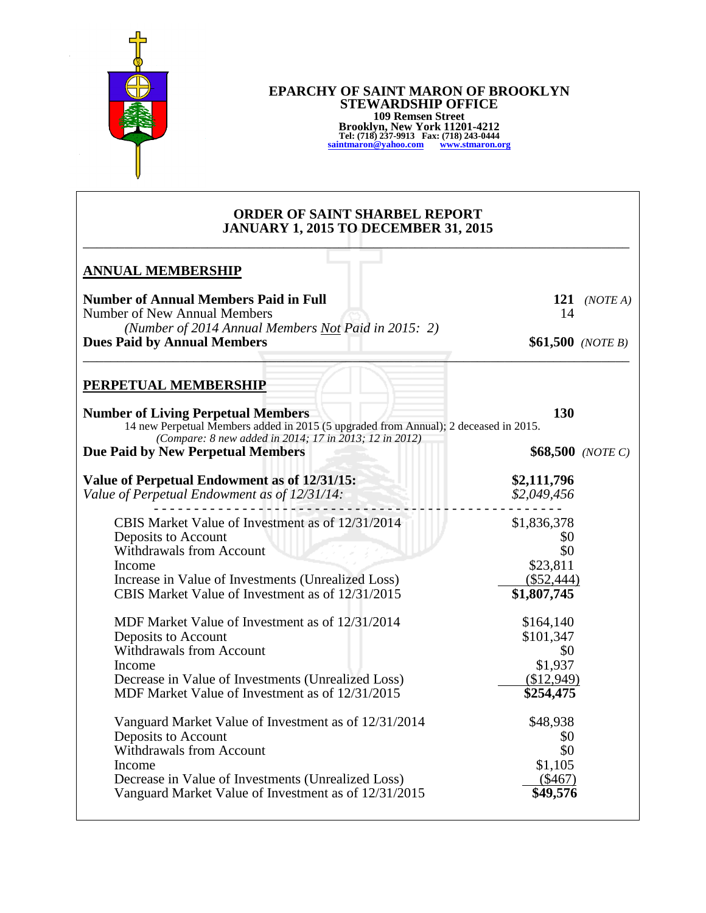**EPARCHY OF SAINT MARON OF BROOKLYN**
**STEWARDSHIP OFFICE**
**109 Remsen Street**
**Brooklyn, New York 11201-4212**
**Tel: (718) 237-9913 Fax: (718) 243-0444**
**saintmaron@yahoo.com www.stmaron.org**

## ORDER OF SAINT SHARBEL REPORT
## JANUARY 1, 2015 TO DECEMBER 31, 2015

### ANNUAL MEMBERSHIP

**Number of Annual Members Paid in Full** — **121** *(NOTE A)*

Number of New Annual Members — 14

*(Number of 2014 Annual Members Not Paid in 2015: 2)*

**Dues Paid by Annual Members** — **$61,500** *(NOTE B)*

### PERPETUAL MEMBERSHIP

**Number of Living Perpetual Members** — **130**

14 new Perpetual Members added in 2015 (5 upgraded from Annual); 2 deceased in 2015.

*(Compare: 8 new added in 2014; 17 in 2013; 12 in 2012)*

**Due Paid by New Perpetual Members** — **$68,500** *(NOTE C)*

**Value of Perpetual Endowment as of 12/31/15:** — **$2,111,796**

*Value of Perpetual Endowment as of 12/31/14:* — *$2,049,456*

| | |
|---|---|
| CBIS Market Value of Investment as of 12/31/2014 | $1,836,378 |
| Deposits to Account | $0 |
| Withdrawals from Account | $0 |
| Income | $23,811 |
| Increase in Value of Investments (Unrealized Loss) | ($52,444) |
| CBIS Market Value of Investment as of 12/31/2015 | **$1,807,745** |
| | |
| MDF Market Value of Investment as of 12/31/2014 | $164,140 |
| Deposits to Account | $101,347 |
| Withdrawals from Account | $0 |
| Income | $1,937 |
| Decrease in Value of Investments (Unrealized Loss) | ($12,949) |
| MDF Market Value of Investment as of 12/31/2015 | **$254,475** |
| | |
| Vanguard Market Value of Investment as of 12/31/2014 | $48,938 |
| Deposits to Account | $0 |
| Withdrawals from Account | $0 |
| Income | $1,105 |
| Decrease in Value of Investments (Unrealized Loss) | ($467) |
| Vanguard Market Value of Investment as of 12/31/2015 | **$49,576** |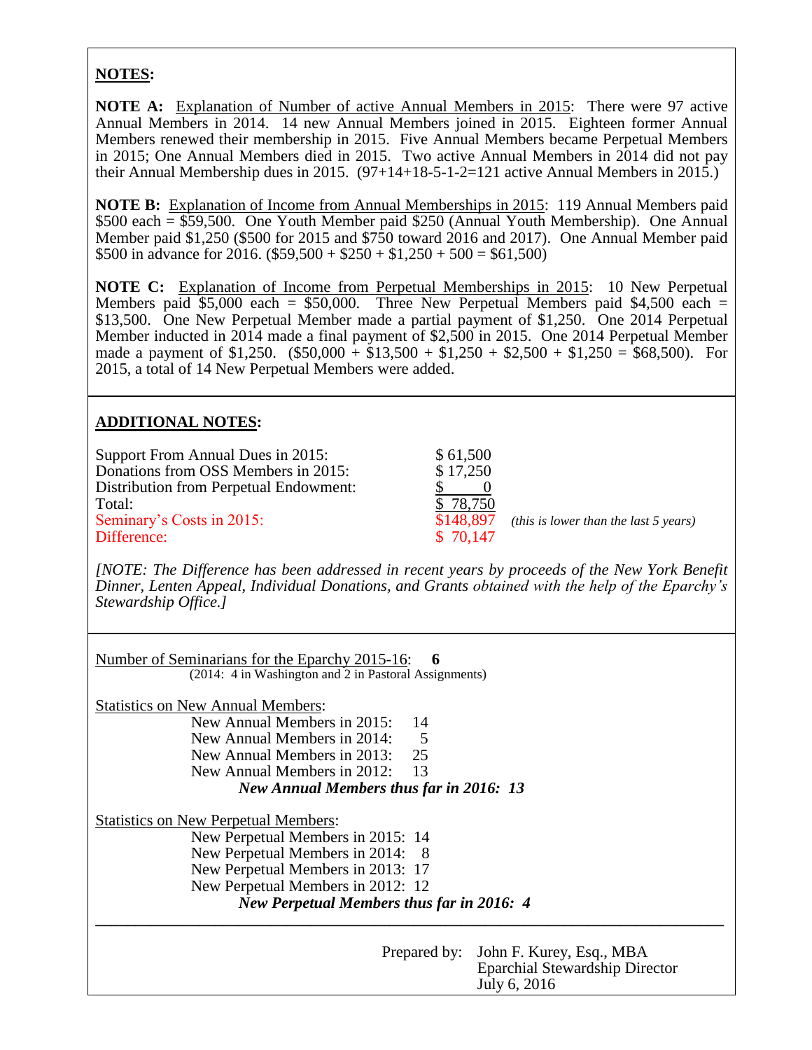## NOTES:

**NOTE A:** Explanation of Number of active Annual Members in 2015: There were 97 active Annual Members in 2014. 14 new Annual Members joined in 2015. Eighteen former Annual Members renewed their membership in 2015. Five Annual Members became Perpetual Members in 2015; One Annual Members died in 2015. Two active Annual Members in 2014 did not pay their Annual Membership dues in 2015. (97+14+18-5-1-2=121 active Annual Members in 2015.)

**NOTE B:** Explanation of Income from Annual Memberships in 2015: 119 Annual Members paid $500 each = $59,500. One Youth Member paid $250 (Annual Youth Membership). One Annual Member paid $1,250 ($500 for 2015 and $750 toward 2016 and 2017). One Annual Member paid $500 in advance for 2016. ($59,500 + $250 + $1,250 + 500 = $61,500)

**NOTE C:** Explanation of Income from Perpetual Memberships in 2015: 10 New Perpetual Members paid $5,000 each = $50,000. Three New Perpetual Members paid $4,500 each = $13,500. One New Perpetual Member made a partial payment of $1,250. One 2014 Perpetual Member inducted in 2014 made a final payment of $2,500 in 2015. One 2014 Perpetual Member made a payment of $1,250. ($50,000 + $13,500 + $1,250 + $2,500 + $1,250 = $68,500). For 2015, a total of 14 New Perpetual Members were added.

## ADDITIONAL NOTES:

| | | |
|---|---|---|
| Support From Annual Dues in 2015: | $ 61,500 | |
| Donations from OSS Members in 2015: | $ 17,250 | |
| Distribution from Perpetual Endowment: | $ 0 | |
| Total: | $ 78,750 | |
| Seminary's Costs in 2015: | $148,897 | *(this is lower than the last 5 years)* |
| Difference: | $ 70,147 | |

*[NOTE: The Difference has been addressed in recent years by proceeds of the New York Benefit Dinner, Lenten Appeal, Individual Donations, and Grants obtained with the help of the Eparchy's Stewardship Office.]*

Number of Seminarians for the Eparchy 2015-16: **6**
(2014: 4 in Washington and 2 in Pastoral Assignments)

Statistics on New Annual Members:

New Annual Members in 2015: 14
New Annual Members in 2014: 5
New Annual Members in 2013: 25
New Annual Members in 2012: 13
***New Annual Members thus far in 2016: 13***

Statistics on New Perpetual Members:

New Perpetual Members in 2015: 14
New Perpetual Members in 2014: 8
New Perpetual Members in 2013: 17
New Perpetual Members in 2012: 12
***New Perpetual Members thus far in 2016: 4***

---

Prepared by: John F. Kurey, Esq., MBA
Eparchial Stewardship Director
July 6, 2016